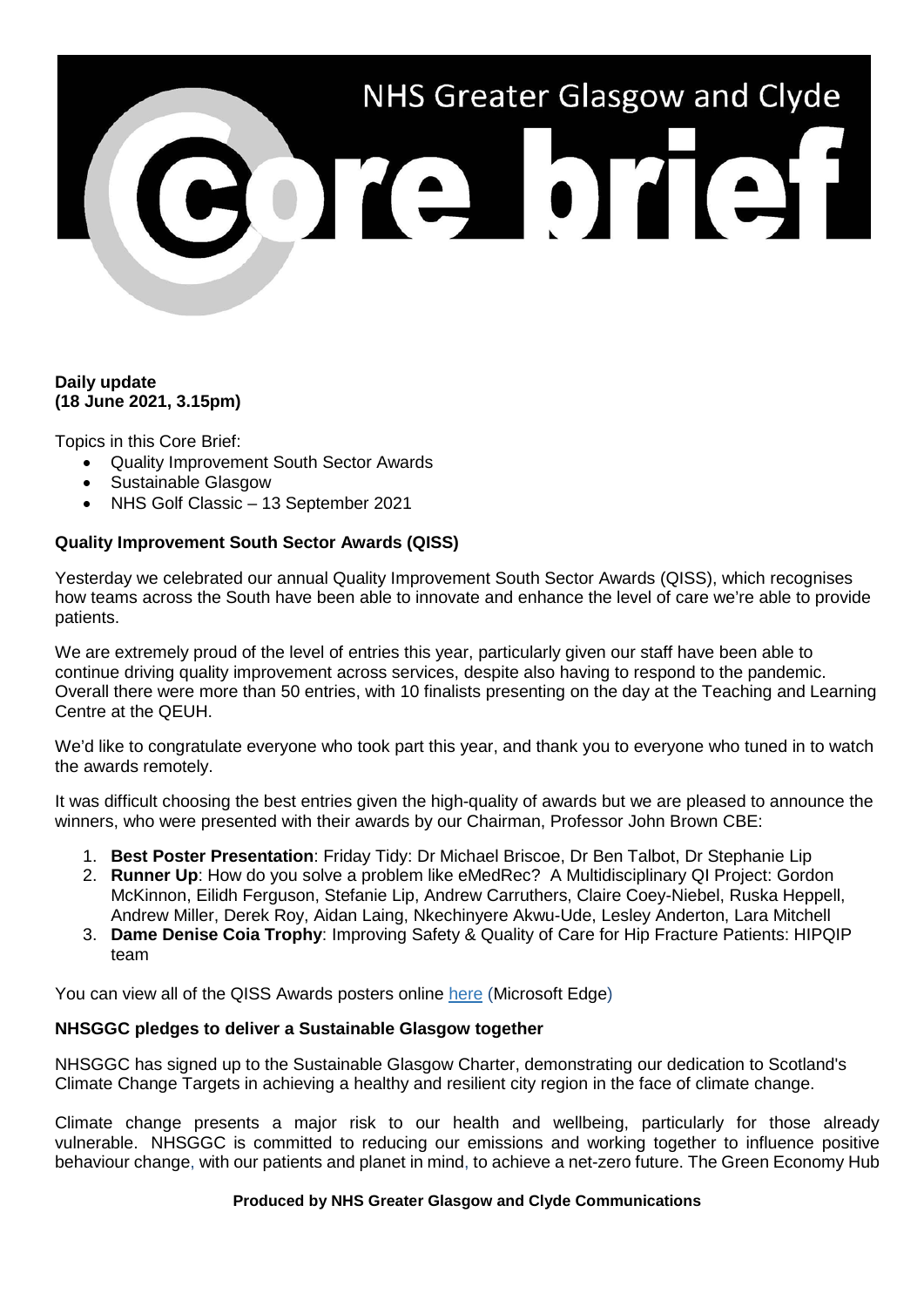# NHS Greater Glasgow and Clyde Core brief

**Daily update**
**(18 June 2021, 3.15pm)**

Topics in this Core Brief:

- Quality Improvement South Sector Awards
- Sustainable Glasgow
- NHS Golf Classic – 13 September 2021

**Quality Improvement South Sector Awards (QISS)**

Yesterday we celebrated our annual Quality Improvement South Sector Awards (QISS), which recognises how teams across the South have been able to innovate and enhance the level of care we're able to provide patients.

We are extremely proud of the level of entries this year, particularly given our staff have been able to continue driving quality improvement across services, despite also having to respond to the pandemic. Overall there were more than 50 entries, with 10 finalists presenting on the day at the Teaching and Learning Centre at the QEUH.

We'd like to congratulate everyone who took part this year, and thank you to everyone who tuned in to watch the awards remotely.

It was difficult choosing the best entries given the high-quality of awards but we are pleased to announce the winners, who were presented with their awards by our Chairman, Professor John Brown CBE:

1. **Best Poster Presentation**: Friday Tidy: Dr Michael Briscoe, Dr Ben Talbot, Dr Stephanie Lip
2. **Runner Up**: How do you solve a problem like eMedRec? A Multidisciplinary QI Project: Gordon McKinnon, Eilidh Ferguson, Stefanie Lip, Andrew Carruthers, Claire Coey-Niebel, Ruska Heppell, Andrew Miller, Derek Roy, Aidan Laing, Nkechinyere Akwu-Ude, Lesley Anderton, Lara Mitchell
3. **Dame Denise Coia Trophy**: Improving Safety & Quality of Care for Hip Fracture Patients: HIPQIP team

You can view all of the QISS Awards posters online here (Microsoft Edge)

**NHSGGC pledges to deliver a Sustainable Glasgow together**

NHSGGC has signed up to the Sustainable Glasgow Charter, demonstrating our dedication to Scotland's Climate Change Targets in achieving a healthy and resilient city region in the face of climate change.

Climate change presents a major risk to our health and wellbeing, particularly for those already vulnerable. NHSGGC is committed to reducing our emissions and working together to influence positive behaviour change, with our patients and planet in mind, to achieve a net-zero future. The Green Economy Hub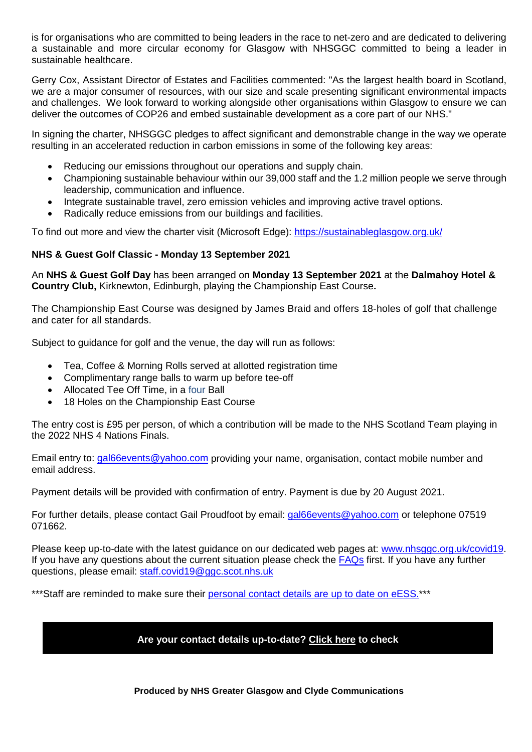is for organisations who are committed to being leaders in the race to net-zero and are dedicated to delivering a sustainable and more circular economy for Glasgow with NHSGGC committed to being a leader in sustainable healthcare.

Gerry Cox, Assistant Director of Estates and Facilities commented: "As the largest health board in Scotland, we are a major consumer of resources, with our size and scale presenting significant environmental impacts and challenges.  We look forward to working alongside other organisations within Glasgow to ensure we can deliver the outcomes of COP26 and embed sustainable development as a core part of our NHS."

In signing the charter, NHSGGC pledges to affect significant and demonstrable change in the way we operate resulting in an accelerated reduction in carbon emissions in some of the following key areas:

- Reducing our emissions throughout our operations and supply chain.
- Championing sustainable behaviour within our 39,000 staff and the 1.2 million people we serve through leadership, communication and influence.
- Integrate sustainable travel, zero emission vehicles and improving active travel options.
- Radically reduce emissions from our buildings and facilities.

To find out more and view the charter visit (Microsoft Edge): https://sustainableglasgow.org.uk/

**NHS & Guest Golf Classic - Monday 13 September 2021**

An **NHS & Guest Golf Day** has been arranged on **Monday 13 September 2021** at the **Dalmahoy Hotel & Country Club,** Kirknewton, Edinburgh, playing the Championship East Course**.**

The Championship East Course was designed by James Braid and offers 18-holes of golf that challenge and cater for all standards.

Subject to guidance for golf and the venue, the day will run as follows:

- Tea, Coffee & Morning Rolls served at allotted registration time
- Complimentary range balls to warm up before tee-off
- Allocated Tee Off Time, in a four Ball
- 18 Holes on the Championship East Course

The entry cost is £95 per person, of which a contribution will be made to the NHS Scotland Team playing in the 2022 NHS 4 Nations Finals.

Email entry to: gal66events@yahoo.com providing your name, organisation, contact mobile number and email address.

Payment details will be provided with confirmation of entry. Payment is due by 20 August 2021.

For further details, please contact Gail Proudfoot by email: gal66events@yahoo.com or telephone 07519 071662.

Please keep up-to-date with the latest guidance on our dedicated web pages at: www.nhsggc.org.uk/covid19. If you have any questions about the current situation please check the FAQs first. If you have any further questions, please email: staff.covid19@ggc.scot.nhs.uk

***Staff are reminded to make sure their personal contact details are up to date on eESS.***

**Are your contact details up-to-date? Click here to check**

**Produced by NHS Greater Glasgow and Clyde Communications**